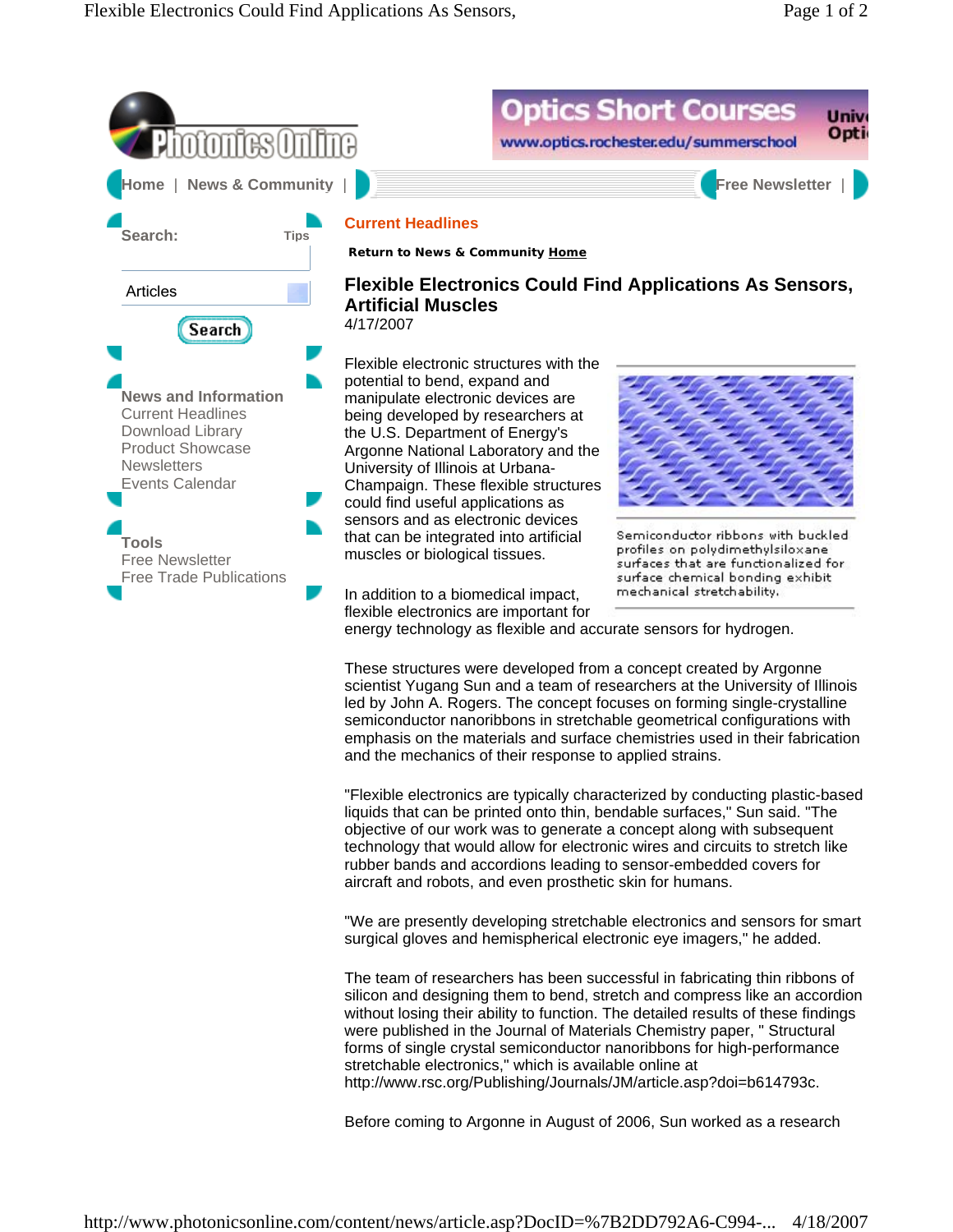Photonics Online

Optics Short Courses www.optics.rochester.edu/summerschool

Home | News & Community | Free Newsletter |

Search: Tips

Articles

Search

**News and Information**
Current Headlines
Download Library
Product Showcase
Newsletters
Events Calendar

**Tools**
Free Newsletter
Free Trade Publications

## Current Headlines

**Return to News & Community Home**

# Flexible Electronics Could Find Applications As Sensors, Artificial Muscles

4/17/2007

Flexible electronic structures with the potential to bend, expand and manipulate electronic devices are being developed by researchers at the U.S. Department of Energy's Argonne National Laboratory and the University of Illinois at Urbana-Champaign. These flexible structures could find useful applications as sensors and as electronic devices that can be integrated into artificial muscles or biological tissues.

Semiconductor ribbons with buckled profiles on polydimethylsiloxane surfaces that are functionalized for surface chemical bonding exhibit mechanical stretchability.

In addition to a biomedical impact, flexible electronics are important for energy technology as flexible and accurate sensors for hydrogen.

These structures were developed from a concept created by Argonne scientist Yugang Sun and a team of researchers at the University of Illinois led by John A. Rogers. The concept focuses on forming single-crystalline semiconductor nanoribbons in stretchable geometrical configurations with emphasis on the materials and surface chemistries used in their fabrication and the mechanics of their response to applied strains.

"Flexible electronics are typically characterized by conducting plastic-based liquids that can be printed onto thin, bendable surfaces," Sun said. "The objective of our work was to generate a concept along with subsequent technology that would allow for electronic wires and circuits to stretch like rubber bands and accordions leading to sensor-embedded covers for aircraft and robots, and even prosthetic skin for humans.

"We are presently developing stretchable electronics and sensors for smart surgical gloves and hemispherical electronic eye imagers," he added.

The team of researchers has been successful in fabricating thin ribbons of silicon and designing them to bend, stretch and compress like an accordion without losing their ability to function. The detailed results of these findings were published in the Journal of Materials Chemistry paper, " Structural forms of single crystal semiconductor nanoribbons for high-performance stretchable electronics," which is available online at http://www.rsc.org/Publishing/Journals/JM/article.asp?doi=b614793c.

Before coming to Argonne in August of 2006, Sun worked as a research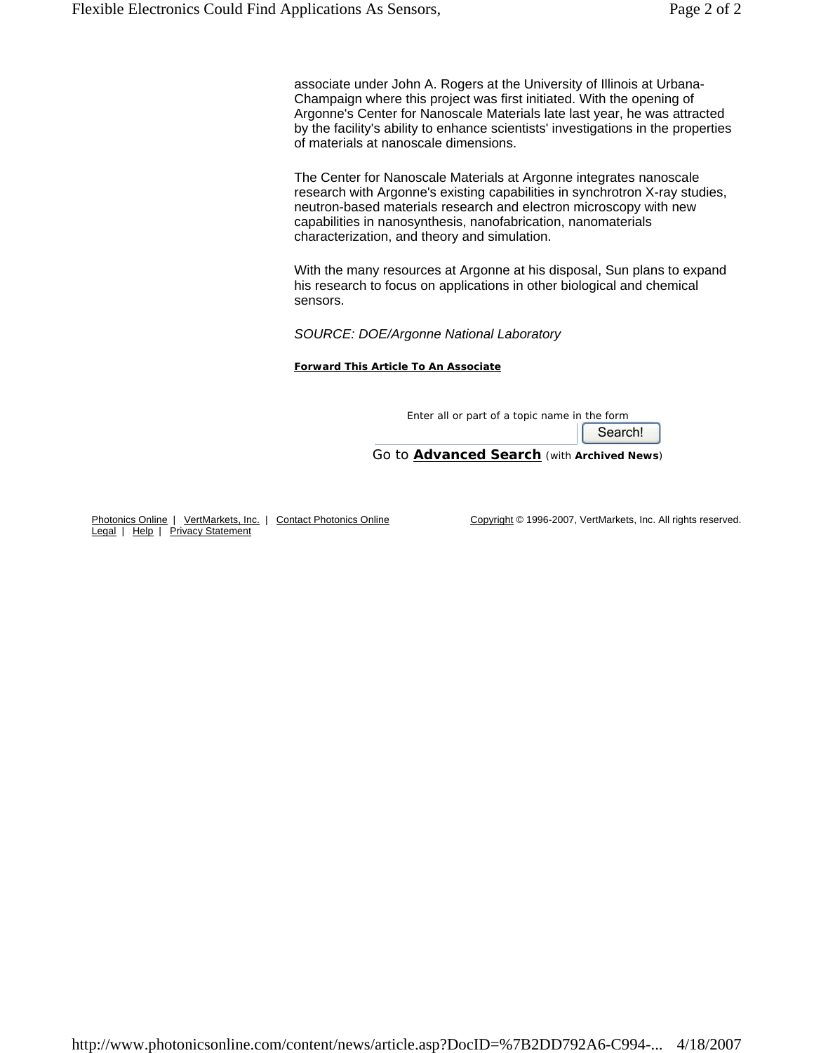associate under John A. Rogers at the University of Illinois at Urbana-Champaign where this project was first initiated. With the opening of Argonne's Center for Nanoscale Materials late last year, he was attracted by the facility's ability to enhance scientists' investigations in the properties of materials at nanoscale dimensions.

The Center for Nanoscale Materials at Argonne integrates nanoscale research with Argonne's existing capabilities in synchrotron X-ray studies, neutron-based materials research and electron microscopy with new capabilities in nanosynthesis, nanofabrication, nanomaterials characterization, and theory and simulation.

With the many resources at Argonne at his disposal, Sun plans to expand his research to focus on applications in other biological and chemical sensors.

*SOURCE: DOE/Argonne National Laboratory*

**Forward This Article To An Associate**

Enter all or part of a topic name in the form

Search!

Go to **Advanced Search** (with **Archived News**)

Photonics Online | VertMarkets, Inc. | Contact Photonics Online
Legal | Help | Privacy Statement

Copyright © 1996-2007, VertMarkets, Inc. All rights reserved.